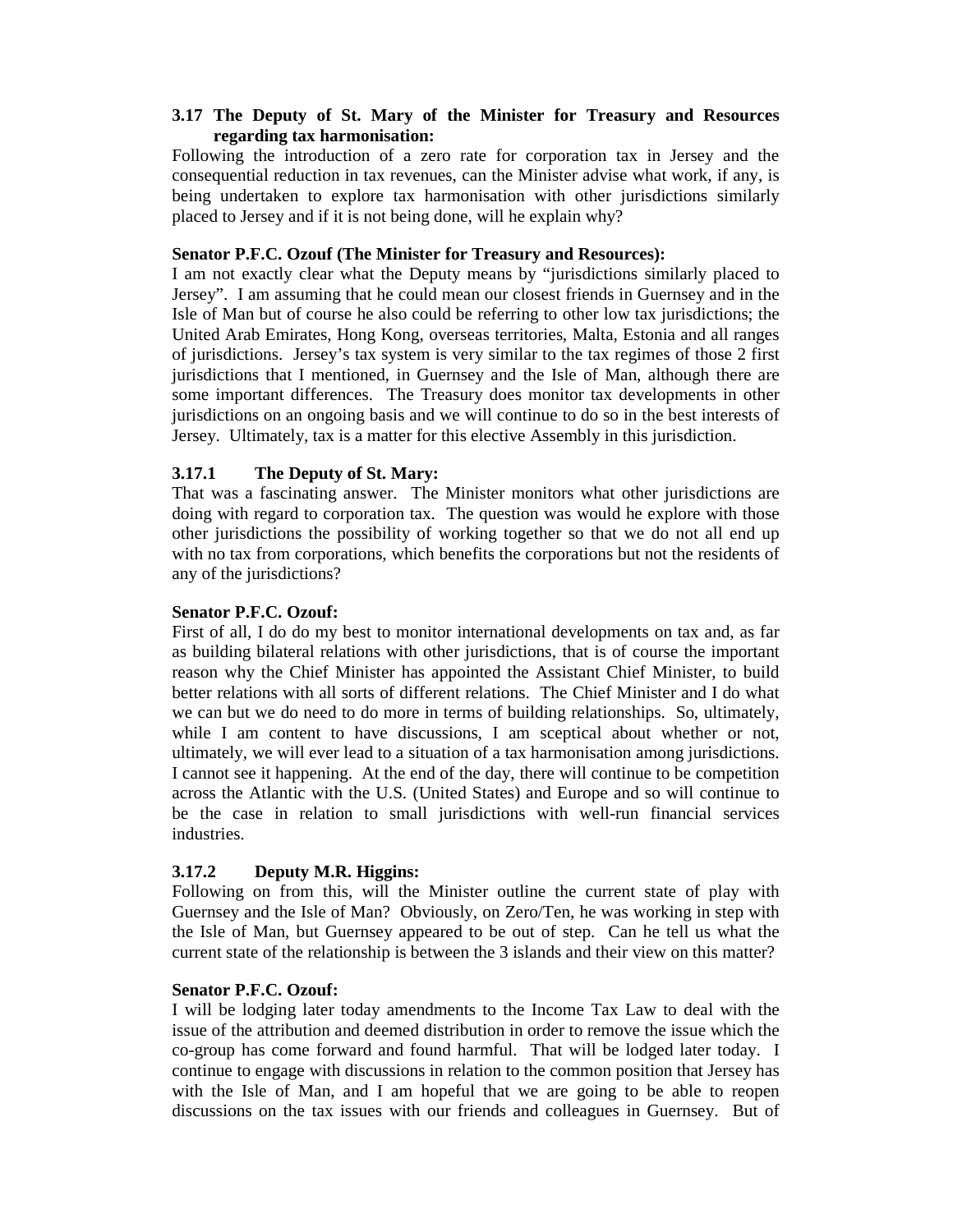### 3.17 The Deputy of St. Mary of the Minister for Treasury and Resources regarding tax harmonisation:

Following the introduction of a zero rate for corporation tax in Jersey and the consequential reduction in tax revenues, can the Minister advise what work, if any, is being undertaken to explore tax harmonisation with other jurisdictions similarly placed to Jersey and if it is not being done, will he explain why?

**Senator P.F.C. Ozouf (The Minister for Treasury and Resources):**

I am not exactly clear what the Deputy means by "jurisdictions similarly placed to Jersey". I am assuming that he could mean our closest friends in Guernsey and in the Isle of Man but of course he also could be referring to other low tax jurisdictions; the United Arab Emirates, Hong Kong, overseas territories, Malta, Estonia and all ranges of jurisdictions. Jersey's tax system is very similar to the tax regimes of those 2 first jurisdictions that I mentioned, in Guernsey and the Isle of Man, although there are some important differences. The Treasury does monitor tax developments in other jurisdictions on an ongoing basis and we will continue to do so in the best interests of Jersey. Ultimately, tax is a matter for this elective Assembly in this jurisdiction.

### 3.17.1 The Deputy of St. Mary:

That was a fascinating answer. The Minister monitors what other jurisdictions are doing with regard to corporation tax. The question was would he explore with those other jurisdictions the possibility of working together so that we do not all end up with no tax from corporations, which benefits the corporations but not the residents of any of the jurisdictions?

**Senator P.F.C. Ozouf:**

First of all, I do do my best to monitor international developments on tax and, as far as building bilateral relations with other jurisdictions, that is of course the important reason why the Chief Minister has appointed the Assistant Chief Minister, to build better relations with all sorts of different relations. The Chief Minister and I do what we can but we do need to do more in terms of building relationships. So, ultimately, while I am content to have discussions, I am sceptical about whether or not, ultimately, we will ever lead to a situation of a tax harmonisation among jurisdictions. I cannot see it happening. At the end of the day, there will continue to be competition across the Atlantic with the U.S. (United States) and Europe and so will continue to be the case in relation to small jurisdictions with well-run financial services industries.

### 3.17.2 Deputy M.R. Higgins:

Following on from this, will the Minister outline the current state of play with Guernsey and the Isle of Man? Obviously, on Zero/Ten, he was working in step with the Isle of Man, but Guernsey appeared to be out of step. Can he tell us what the current state of the relationship is between the 3 islands and their view on this matter?

**Senator P.F.C. Ozouf:**

I will be lodging later today amendments to the Income Tax Law to deal with the issue of the attribution and deemed distribution in order to remove the issue which the co-group has come forward and found harmful. That will be lodged later today. I continue to engage with discussions in relation to the common position that Jersey has with the Isle of Man, and I am hopeful that we are going to be able to reopen discussions on the tax issues with our friends and colleagues in Guernsey. But of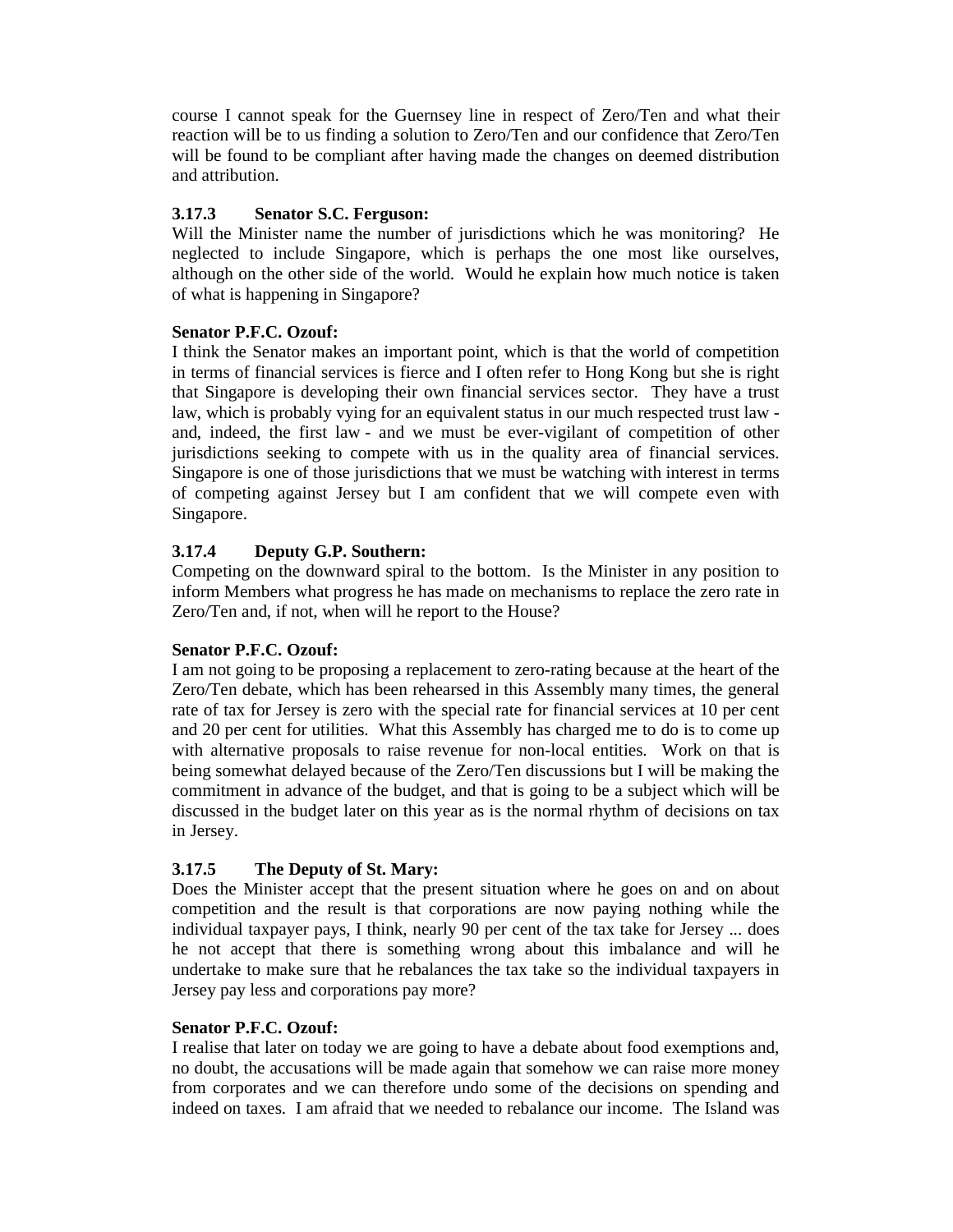course I cannot speak for the Guernsey line in respect of Zero/Ten and what their reaction will be to us finding a solution to Zero/Ten and our confidence that Zero/Ten will be found to be compliant after having made the changes on deemed distribution and attribution.

### 3.17.3 Senator S.C. Ferguson:

Will the Minister name the number of jurisdictions which he was monitoring? He neglected to include Singapore, which is perhaps the one most like ourselves, although on the other side of the world. Would he explain how much notice is taken of what is happening in Singapore?

**Senator P.F.C. Ozouf:**

I think the Senator makes an important point, which is that the world of competition in terms of financial services is fierce and I often refer to Hong Kong but she is right that Singapore is developing their own financial services sector. They have a trust law, which is probably vying for an equivalent status in our much respected trust law - and, indeed, the first law - and we must be ever-vigilant of competition of other jurisdictions seeking to compete with us in the quality area of financial services. Singapore is one of those jurisdictions that we must be watching with interest in terms of competing against Jersey but I am confident that we will compete even with Singapore.

### 3.17.4 Deputy G.P. Southern:

Competing on the downward spiral to the bottom. Is the Minister in any position to inform Members what progress he has made on mechanisms to replace the zero rate in Zero/Ten and, if not, when will he report to the House?

**Senator P.F.C. Ozouf:**

I am not going to be proposing a replacement to zero-rating because at the heart of the Zero/Ten debate, which has been rehearsed in this Assembly many times, the general rate of tax for Jersey is zero with the special rate for financial services at 10 per cent and 20 per cent for utilities. What this Assembly has charged me to do is to come up with alternative proposals to raise revenue for non-local entities. Work on that is being somewhat delayed because of the Zero/Ten discussions but I will be making the commitment in advance of the budget, and that is going to be a subject which will be discussed in the budget later on this year as is the normal rhythm of decisions on tax in Jersey.

### 3.17.5 The Deputy of St. Mary:

Does the Minister accept that the present situation where he goes on and on about competition and the result is that corporations are now paying nothing while the individual taxpayer pays, I think, nearly 90 per cent of the tax take for Jersey ... does he not accept that there is something wrong about this imbalance and will he undertake to make sure that he rebalances the tax take so the individual taxpayers in Jersey pay less and corporations pay more?

**Senator P.F.C. Ozouf:**

I realise that later on today we are going to have a debate about food exemptions and, no doubt, the accusations will be made again that somehow we can raise more money from corporates and we can therefore undo some of the decisions on spending and indeed on taxes. I am afraid that we needed to rebalance our income. The Island was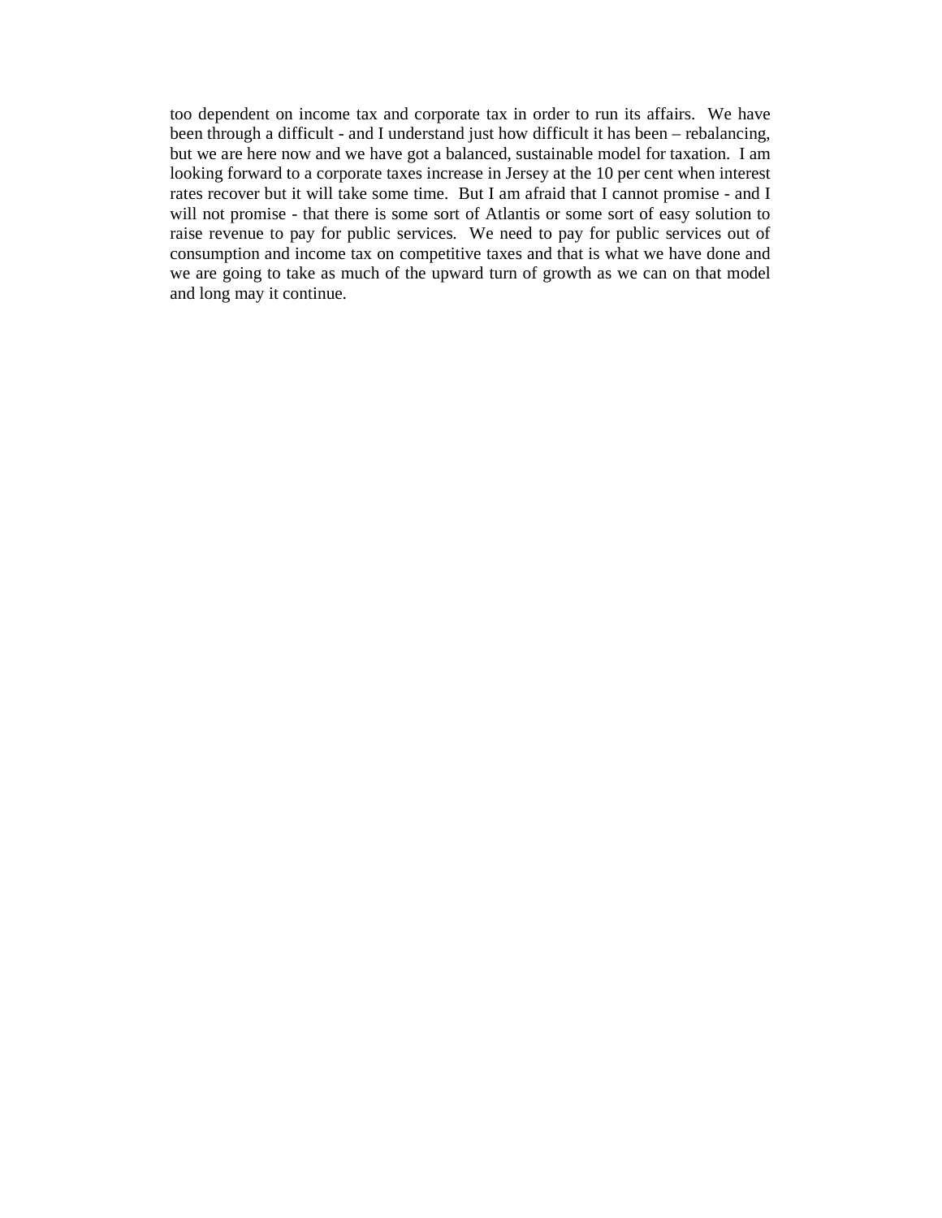too dependent on income tax and corporate tax in order to run its affairs. We have been through a difficult - and I understand just how difficult it has been – rebalancing, but we are here now and we have got a balanced, sustainable model for taxation. I am looking forward to a corporate taxes increase in Jersey at the 10 per cent when interest rates recover but it will take some time. But I am afraid that I cannot promise - and I will not promise - that there is some sort of Atlantis or some sort of easy solution to raise revenue to pay for public services. We need to pay for public services out of consumption and income tax on competitive taxes and that is what we have done and we are going to take as much of the upward turn of growth as we can on that model and long may it continue.